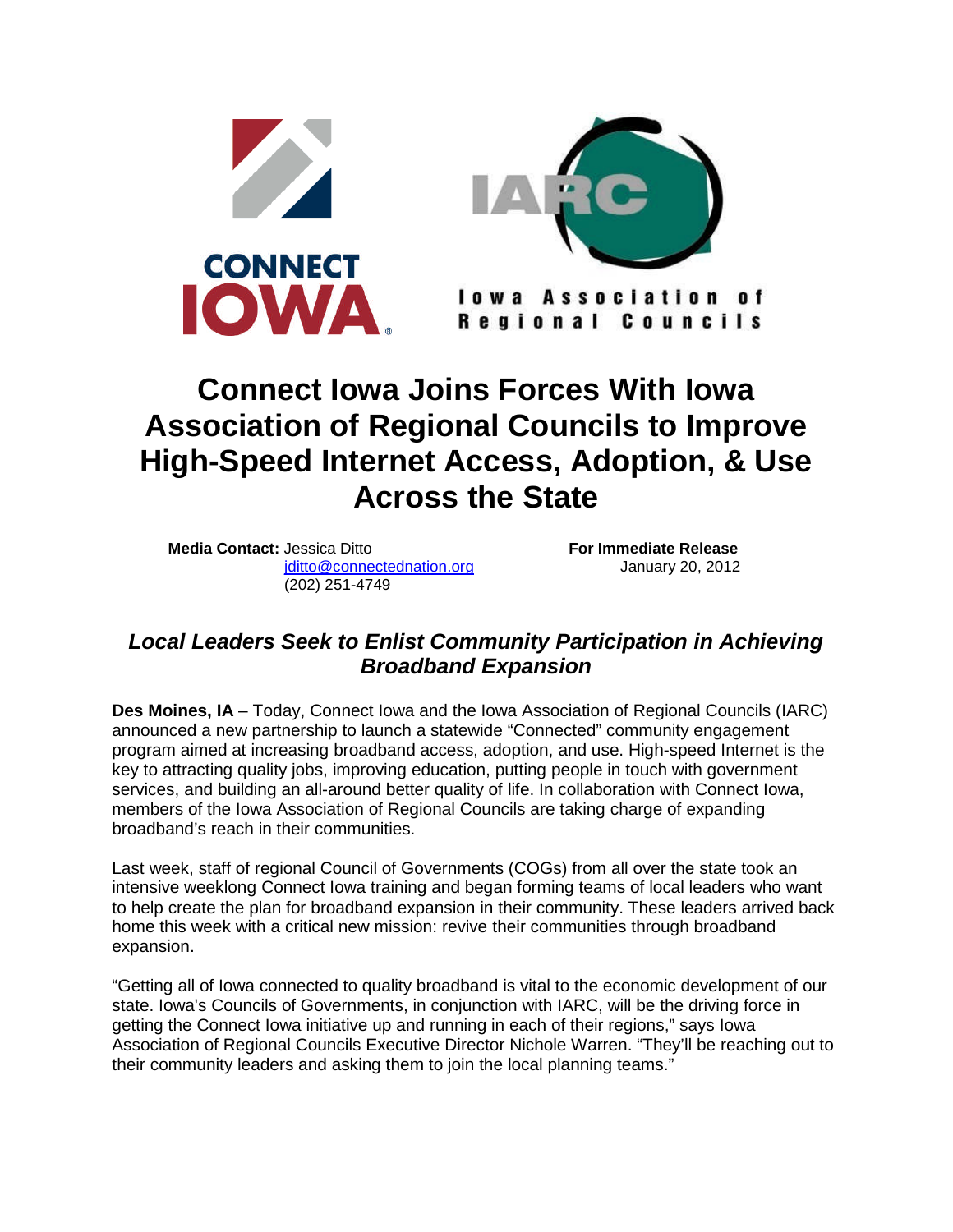CONNECT IOWA

IARC

Iowa Association of Regional Councils

# Connect Iowa Joins Forces With Iowa Association of Regional Councils to Improve High-Speed Internet Access, Adoption, & Use Across the State

**Media Contact:** Jessica Ditto
jditto@connectednation.org
(202) 251-4749

**For Immediate Release**
January 20, 2012

## *Local Leaders Seek to Enlist Community Participation in Achieving Broadband Expansion*

**Des Moines, IA** – Today, Connect Iowa and the Iowa Association of Regional Councils (IARC) announced a new partnership to launch a statewide "Connected" community engagement program aimed at increasing broadband access, adoption, and use. High-speed Internet is the key to attracting quality jobs, improving education, putting people in touch with government services, and building an all-around better quality of life. In collaboration with Connect Iowa, members of the Iowa Association of Regional Councils are taking charge of expanding broadband's reach in their communities.

Last week, staff of regional Council of Governments (COGs) from all over the state took an intensive weeklong Connect Iowa training and began forming teams of local leaders who want to help create the plan for broadband expansion in their community. These leaders arrived back home this week with a critical new mission: revive their communities through broadband expansion.

"Getting all of Iowa connected to quality broadband is vital to the economic development of our state. Iowa's Councils of Governments, in conjunction with IARC, will be the driving force in getting the Connect Iowa initiative up and running in each of their regions," says Iowa Association of Regional Councils Executive Director Nichole Warren. "They'll be reaching out to their community leaders and asking them to join the local planning teams."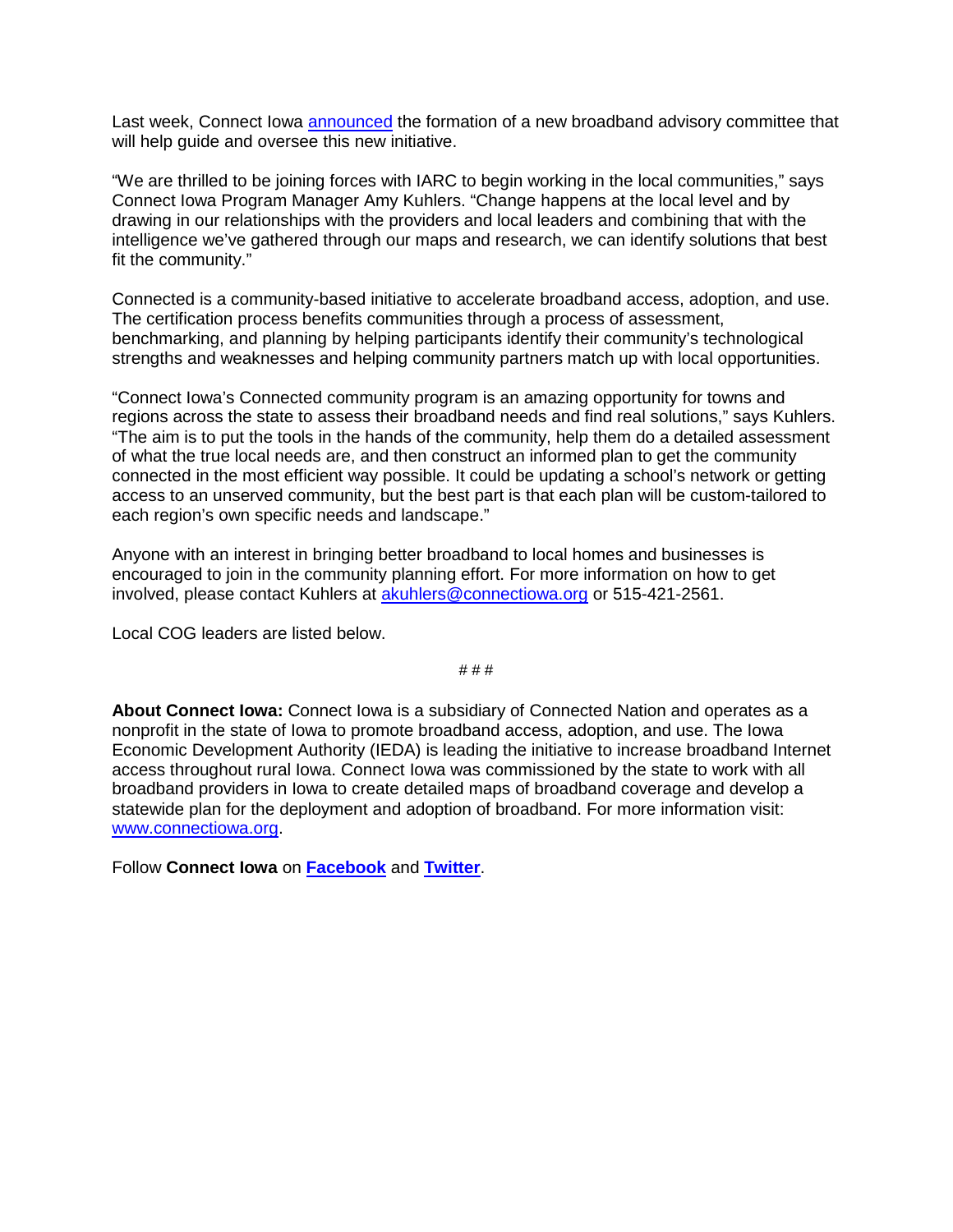Last week, Connect Iowa [announced](#) the formation of a new broadband advisory committee that will help guide and oversee this new initiative.

"We are thrilled to be joining forces with IARC to begin working in the local communities," says Connect Iowa Program Manager Amy Kuhlers. "Change happens at the local level and by drawing in our relationships with the providers and local leaders and combining that with the intelligence we've gathered through our maps and research, we can identify solutions that best fit the community."

Connected is a community-based initiative to accelerate broadband access, adoption, and use. The certification process benefits communities through a process of assessment, benchmarking, and planning by helping participants identify their community's technological strengths and weaknesses and helping community partners match up with local opportunities.

"Connect Iowa's Connected community program is an amazing opportunity for towns and regions across the state to assess their broadband needs and find real solutions," says Kuhlers. "The aim is to put the tools in the hands of the community, help them do a detailed assessment of what the true local needs are, and then construct an informed plan to get the community connected in the most efficient way possible. It could be updating a school's network or getting access to an unserved community, but the best part is that each plan will be custom-tailored to each region's own specific needs and landscape."

Anyone with an interest in bringing better broadband to local homes and businesses is encouraged to join in the community planning effort. For more information on how to get involved, please contact Kuhlers at akuhlers@connectiowa.org or 515-421-2561.

Local COG leaders are listed below.

# # #

**About Connect Iowa:** Connect Iowa is a subsidiary of Connected Nation and operates as a nonprofit in the state of Iowa to promote broadband access, adoption, and use. The Iowa Economic Development Authority (IEDA) is leading the initiative to increase broadband Internet access throughout rural Iowa. Connect Iowa was commissioned by the state to work with all broadband providers in Iowa to create detailed maps of broadband coverage and develop a statewide plan for the deployment and adoption of broadband. For more information visit: www.connectiowa.org.

Follow **Connect Iowa** on **Facebook** and **Twitter**.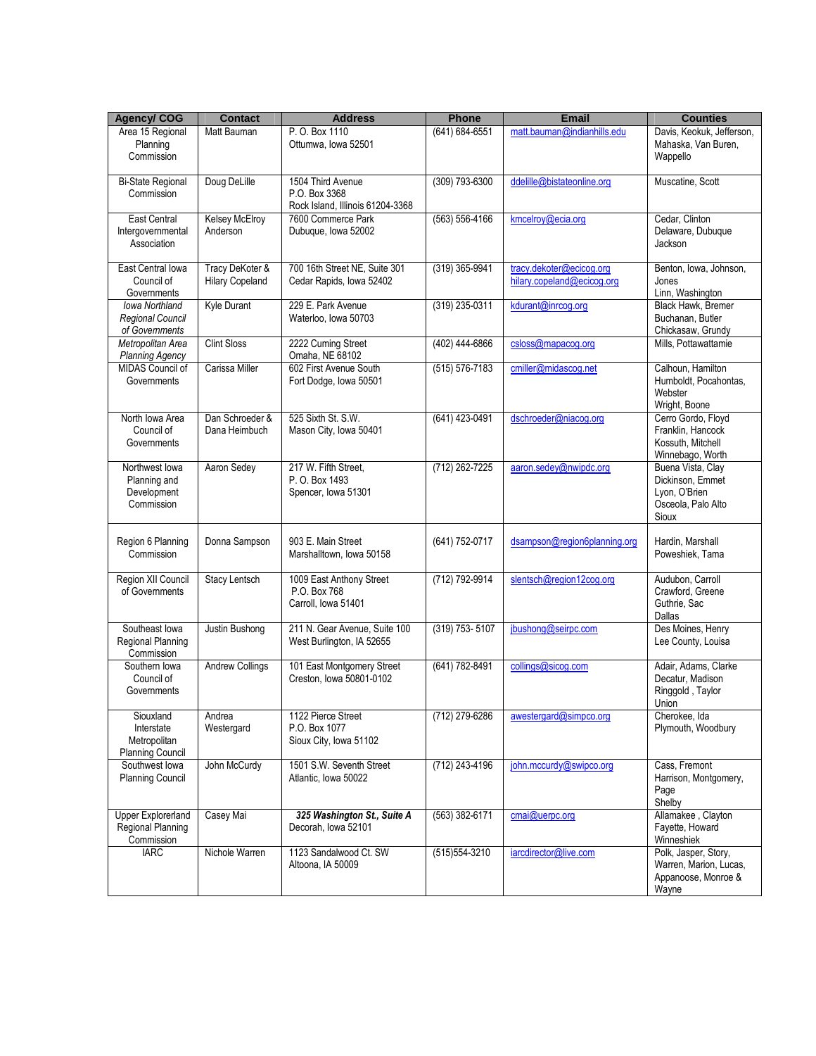| Agency/ COG | Contact | Address | Phone | Email | Counties |
|---|---|---|---|---|---|
| Area 15 Regional Planning Commission | Matt Bauman | P. O. Box 1110<br>Ottumwa, Iowa 52501 | (641) 684-6551 | matt.bauman@indianhills.edu | Davis, Keokuk, Jefferson, Mahaska, Van Buren, Wappello |
| Bi-State Regional Commission | Doug DeLille | 1504 Third Avenue<br>P.O. Box 3368<br>Rock Island, Illinois 61204-3368 | (309) 793-6300 | ddelille@bistateonline.org | Muscatine, Scott |
| East Central Intergovernmental Association | Kelsey McElroy Anderson | 7600 Commerce Park<br>Dubuque, Iowa 52002 | (563) 556-4166 | kmcelroy@ecia.org | Cedar, Clinton Delaware, Dubuque Jackson |
| East Central Iowa Council of Governments | Tracy DeKoter & Hilary Copeland | 700 16th Street NE, Suite 301<br>Cedar Rapids, Iowa 52402 | (319) 365-9941 | tracy.dekoter@ecicog.org<br>hilary.copeland@ecicog.org | Benton, Iowa, Johnson, Jones<br>Linn, Washington |
| *Iowa Northland Regional Council of Governments* | Kyle Durant | 229 E. Park Avenue<br>Waterloo, Iowa 50703 | (319) 235-0311 | kdurant@inrcog.org | Black Hawk, Bremer Buchanan, Butler Chickasaw, Grundy |
| *Metropolitan Area Planning Agency* | Clint Sloss | 2222 Cuming Street<br>Omaha, NE 68102 | (402) 444-6866 | csloss@mapacog.org | Mills, Pottawattamie |
| MIDAS Council of Governments | Carissa Miller | 602 First Avenue South<br>Fort Dodge, Iowa 50501 | (515) 576-7183 | cmiller@midascog.net | Calhoun, Hamilton Humboldt, Pocahontas, Webster<br>Wright, Boone |
| North Iowa Area Council of Governments | Dan Schroeder & Dana Heimbuch | 525 Sixth St. S.W.<br>Mason City, Iowa 50401 | (641) 423-0491 | dschroeder@niacog.org | Cerro Gordo, Floyd Franklin, Hancock Kossuth, Mitchell Winnebago, Worth |
| Northwest Iowa Planning and Development Commission | Aaron Sedey | 217 W. Fifth Street,<br>P. O. Box 1493<br>Spencer, Iowa 51301 | (712) 262-7225 | aaron.sedey@nwipdc.org | Buena Vista, Clay Dickinson, Emmet Lyon, O'Brien Osceola, Palo Alto Sioux |
| Region 6 Planning Commission | Donna Sampson | 903 E. Main Street<br>Marshalltown, Iowa 50158 | (641) 752-0717 | dsampson@region6planning.org | Hardin, Marshall Poweshiek, Tama |
| Region XII Council of Governments | Stacy Lentsch | 1009 East Anthony Street<br>P.O. Box 768<br>Carroll, Iowa 51401 | (712) 792-9914 | slentsch@region12cog.org | Audubon, Carroll Crawford, Greene Guthrie, Sac<br>Dallas |
| Southeast Iowa Regional Planning Commission | Justin Bushong | 211 N. Gear Avenue, Suite 100<br>West Burlington, IA 52655 | (319) 753- 5107 | jbushong@seirpc.com | Des Moines, Henry Lee County, Louisa |
| Southern Iowa Council of Governments | Andrew Collings | 101 East Montgomery Street<br>Creston, Iowa 50801-0102 | (641) 782-8491 | collings@sicog.com | Adair, Adams, Clarke Decatur, Madison Ringgold , Taylor Union |
| Siouxland Interstate Metropolitan Planning Council | Andrea Westergard | 1122 Pierce Street<br>P.O. Box 1077<br>Sioux City, Iowa 51102 | (712) 279-6286 | awestergard@simpco.org | Cherokee, Ida Plymouth, Woodbury |
| Southwest Iowa Planning Council | John McCurdy | 1501 S.W. Seventh Street<br>Atlantic, Iowa 50022 | (712) 243-4196 | john.mccurdy@swipco.org | Cass, Fremont Harrison, Montgomery, Page<br>Shelby |
| Upper Explorerland Regional Planning Commission | Casey Mai | ***325 Washington St., Suite A***<br>Decorah, Iowa 52101 | (563) 382-6171 | cmai@uerpc.org | Allamakee , Clayton Fayette, Howard Winneshiek |
| IARC | Nichole Warren | 1123 Sandalwood Ct. SW<br>Altoona, IA 50009 | (515)554-3210 | iarcdirector@live.com | Polk, Jasper, Story, Warren, Marion, Lucas, Appanoose, Monroe & Wayne |